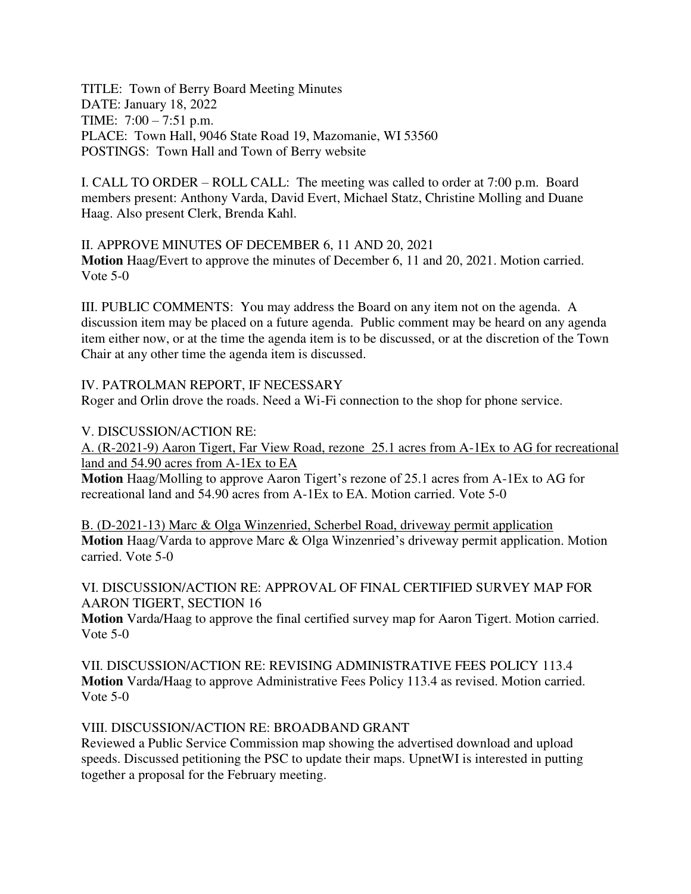TITLE: Town of Berry Board Meeting Minutes
DATE: January 18, 2022
TIME: 7:00 – 7:51 p.m.
PLACE: Town Hall, 9046 State Road 19, Mazomanie, WI 53560
POSTINGS: Town Hall and Town of Berry website

I. CALL TO ORDER – ROLL CALL: The meeting was called to order at 7:00 p.m. Board members present: Anthony Varda, David Evert, Michael Statz, Christine Molling and Duane Haag. Also present Clerk, Brenda Kahl.

II. APPROVE MINUTES OF DECEMBER 6, 11 AND 20, 2021
**Motion** Haag/Evert to approve the minutes of December 6, 11 and 20, 2021. Motion carried. Vote 5-0

III. PUBLIC COMMENTS: You may address the Board on any item not on the agenda. A discussion item may be placed on a future agenda. Public comment may be heard on any agenda item either now, or at the time the agenda item is to be discussed, or at the discretion of the Town Chair at any other time the agenda item is discussed.

IV. PATROLMAN REPORT, IF NECESSARY
Roger and Orlin drove the roads. Need a Wi-Fi connection to the shop for phone service.

V. DISCUSSION/ACTION RE:

<u>A. (R-2021-9) Aaron Tigert, Far View Road, rezone 25.1 acres from A-1Ex to AG for recreational land and 54.90 acres from A-1Ex to EA</u>
**Motion** Haag/Molling to approve Aaron Tigert's rezone of 25.1 acres from A-1Ex to AG for recreational land and 54.90 acres from A-1Ex to EA. Motion carried. Vote 5-0

<u>B. (D-2021-13) Marc & Olga Winzenried, Scherbel Road, driveway permit application</u>
**Motion** Haag/Varda to approve Marc & Olga Winzenried's driveway permit application. Motion carried. Vote 5-0

VI. DISCUSSION/ACTION RE: APPROVAL OF FINAL CERTIFIED SURVEY MAP FOR AARON TIGERT, SECTION 16
**Motion** Varda/Haag to approve the final certified survey map for Aaron Tigert. Motion carried. Vote 5-0

VII. DISCUSSION/ACTION RE: REVISING ADMINISTRATIVE FEES POLICY 113.4
**Motion** Varda/Haag to approve Administrative Fees Policy 113.4 as revised. Motion carried. Vote 5-0

VIII. DISCUSSION/ACTION RE: BROADBAND GRANT
Reviewed a Public Service Commission map showing the advertised download and upload speeds. Discussed petitioning the PSC to update their maps. UpnetWI is interested in putting together a proposal for the February meeting.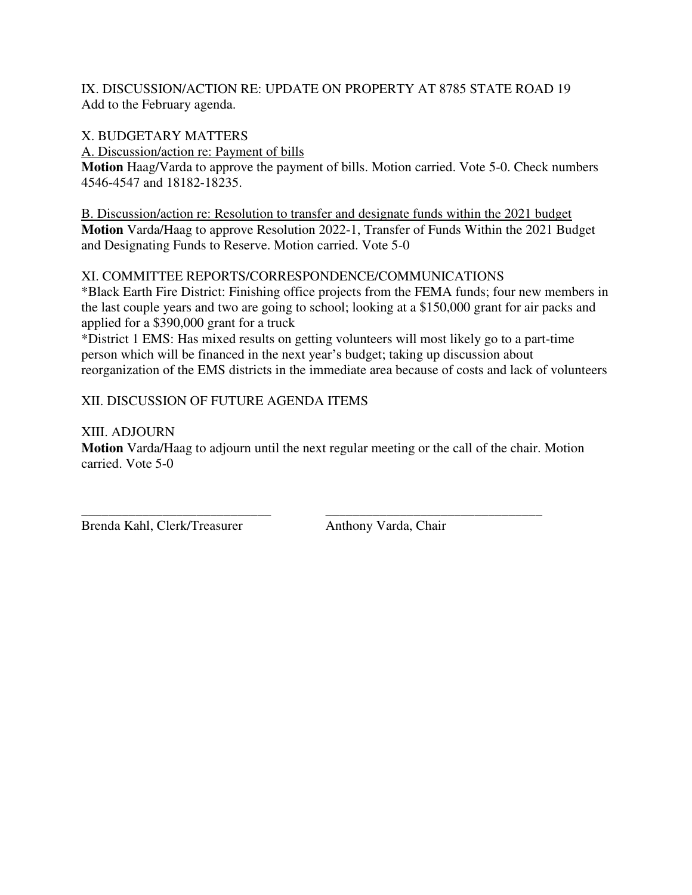IX. DISCUSSION/ACTION RE: UPDATE ON PROPERTY AT 8785 STATE ROAD 19
Add to the February agenda.

X. BUDGETARY MATTERS

A. Discussion/action re: Payment of bills

**Motion** Haag/Varda to approve the payment of bills. Motion carried. Vote 5-0. Check numbers 4546-4547 and 18182-18235.

B. Discussion/action re: Resolution to transfer and designate funds within the 2021 budget

**Motion** Varda/Haag to approve Resolution 2022-1, Transfer of Funds Within the 2021 Budget and Designating Funds to Reserve. Motion carried. Vote 5-0

XI. COMMITTEE REPORTS/CORRESPONDENCE/COMMUNICATIONS

*Black Earth Fire District: Finishing office projects from the FEMA funds; four new members in the last couple years and two are going to school; looking at a $150,000 grant for air packs and applied for a $390,000 grant for a truck

*District 1 EMS: Has mixed results on getting volunteers will most likely go to a part-time person which will be financed in the next year's budget; taking up discussion about reorganization of the EMS districts in the immediate area because of costs and lack of volunteers

XII. DISCUSSION OF FUTURE AGENDA ITEMS

XIII. ADJOURN

**Motion** Varda/Haag to adjourn until the next regular meeting or the call of the chair. Motion carried. Vote 5-0

_____________________________ _________________________________

Brenda Kahl, Clerk/Treasurer Anthony Varda, Chair